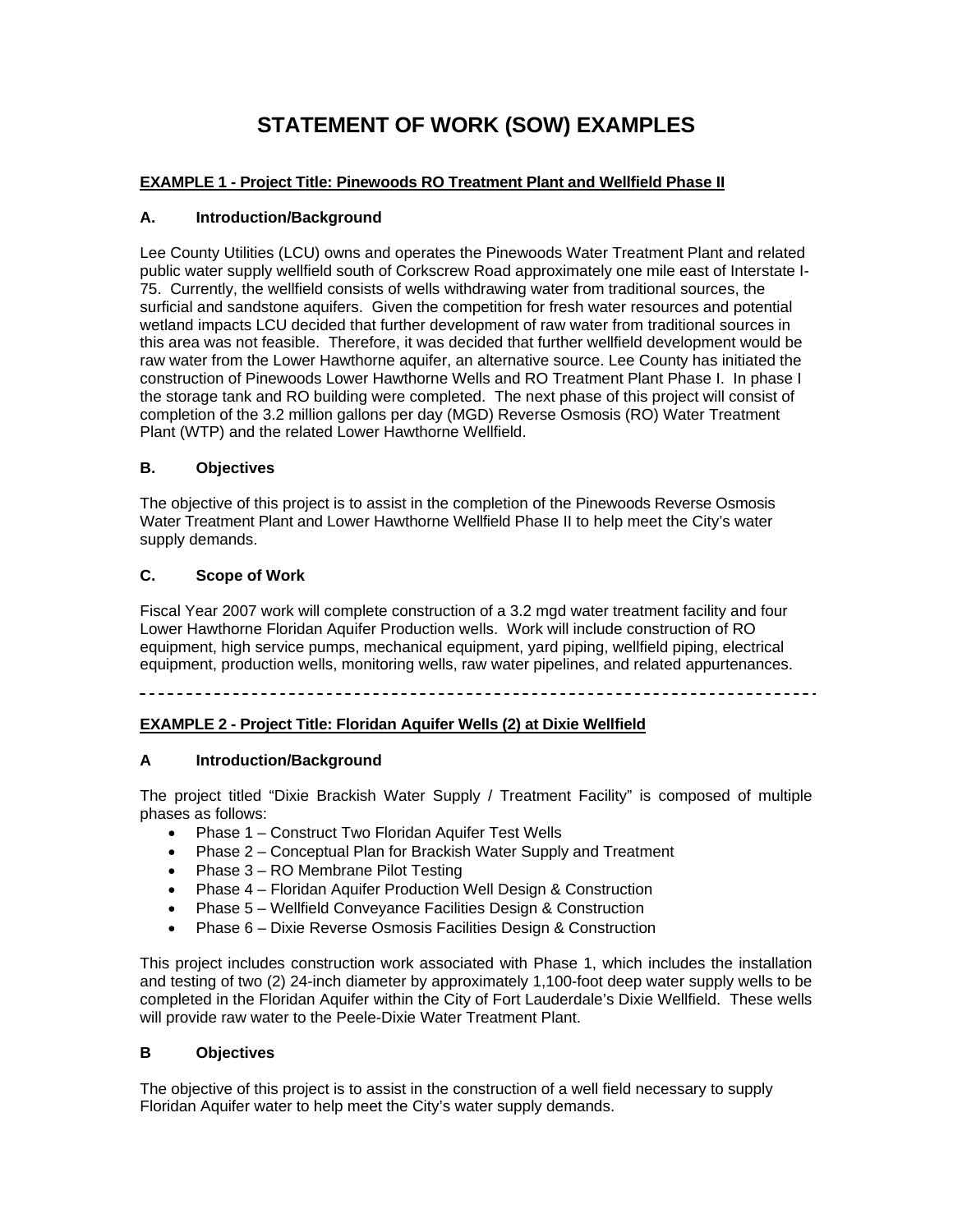# STATEMENT OF WORK (SOW) EXAMPLES

## EXAMPLE 1 - Project Title: Pinewoods RO Treatment Plant and Wellfield Phase II

### A. Introduction/Background

Lee County Utilities (LCU) owns and operates the Pinewoods Water Treatment Plant and related public water supply wellfield south of Corkscrew Road approximately one mile east of Interstate I-75. Currently, the wellfield consists of wells withdrawing water from traditional sources, the surficial and sandstone aquifers. Given the competition for fresh water resources and potential wetland impacts LCU decided that further development of raw water from traditional sources in this area was not feasible. Therefore, it was decided that further wellfield development would be raw water from the Lower Hawthorne aquifer, an alternative source. Lee County has initiated the construction of Pinewoods Lower Hawthorne Wells and RO Treatment Plant Phase I. In phase I the storage tank and RO building were completed. The next phase of this project will consist of completion of the 3.2 million gallons per day (MGD) Reverse Osmosis (RO) Water Treatment Plant (WTP) and the related Lower Hawthorne Wellfield.

### B. Objectives

The objective of this project is to assist in the completion of the Pinewoods Reverse Osmosis Water Treatment Plant and Lower Hawthorne Wellfield Phase II to help meet the City's water supply demands.

### C. Scope of Work

Fiscal Year 2007 work will complete construction of a 3.2 mgd water treatment facility and four Lower Hawthorne Floridan Aquifer Production wells. Work will include construction of RO equipment, high service pumps, mechanical equipment, yard piping, wellfield piping, electrical equipment, production wells, monitoring wells, raw water pipelines, and related appurtenances.

---

## EXAMPLE 2 - Project Title: Floridan Aquifer Wells (2) at Dixie Wellfield

### A Introduction/Background

The project titled "Dixie Brackish Water Supply / Treatment Facility" is composed of multiple phases as follows:

- Phase 1 – Construct Two Floridan Aquifer Test Wells
- Phase 2 – Conceptual Plan for Brackish Water Supply and Treatment
- Phase 3 – RO Membrane Pilot Testing
- Phase 4 – Floridan Aquifer Production Well Design & Construction
- Phase 5 – Wellfield Conveyance Facilities Design & Construction
- Phase 6 – Dixie Reverse Osmosis Facilities Design & Construction

This project includes construction work associated with Phase 1, which includes the installation and testing of two (2) 24-inch diameter by approximately 1,100-foot deep water supply wells to be completed in the Floridan Aquifer within the City of Fort Lauderdale's Dixie Wellfield. These wells will provide raw water to the Peele-Dixie Water Treatment Plant.

### B Objectives

The objective of this project is to assist in the construction of a well field necessary to supply Floridan Aquifer water to help meet the City's water supply demands.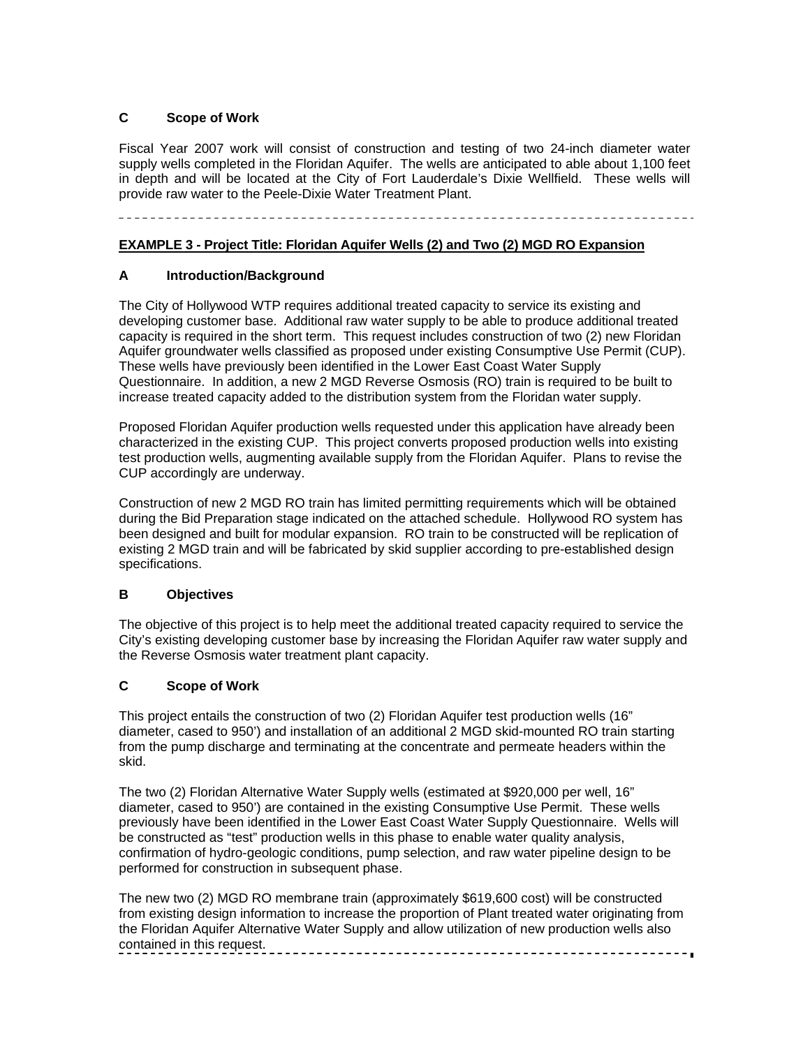**C Scope of Work**

Fiscal Year 2007 work will consist of construction and testing of two 24-inch diameter water supply wells completed in the Floridan Aquifer. The wells are anticipated to able about 1,100 feet in depth and will be located at the City of Fort Lauderdale's Dixie Wellfield. These wells will provide raw water to the Peele-Dixie Water Treatment Plant.

---

**EXAMPLE 3 - Project Title: Floridan Aquifer Wells (2) and Two (2) MGD RO Expansion**

**A Introduction/Background**

The City of Hollywood WTP requires additional treated capacity to service its existing and developing customer base. Additional raw water supply to be able to produce additional treated capacity is required in the short term. This request includes construction of two (2) new Floridan Aquifer groundwater wells classified as proposed under existing Consumptive Use Permit (CUP). These wells have previously been identified in the Lower East Coast Water Supply Questionnaire. In addition, a new 2 MGD Reverse Osmosis (RO) train is required to be built to increase treated capacity added to the distribution system from the Floridan water supply.

Proposed Floridan Aquifer production wells requested under this application have already been characterized in the existing CUP. This project converts proposed production wells into existing test production wells, augmenting available supply from the Floridan Aquifer. Plans to revise the CUP accordingly are underway.

Construction of new 2 MGD RO train has limited permitting requirements which will be obtained during the Bid Preparation stage indicated on the attached schedule. Hollywood RO system has been designed and built for modular expansion. RO train to be constructed will be replication of existing 2 MGD train and will be fabricated by skid supplier according to pre-established design specifications.

**B Objectives**

The objective of this project is to help meet the additional treated capacity required to service the City's existing developing customer base by increasing the Floridan Aquifer raw water supply and the Reverse Osmosis water treatment plant capacity.

**C Scope of Work**

This project entails the construction of two (2) Floridan Aquifer test production wells (16" diameter, cased to 950') and installation of an additional 2 MGD skid-mounted RO train starting from the pump discharge and terminating at the concentrate and permeate headers within the skid.

The two (2) Floridan Alternative Water Supply wells (estimated at $920,000 per well, 16" diameter, cased to 950') are contained in the existing Consumptive Use Permit. These wells previously have been identified in the Lower East Coast Water Supply Questionnaire. Wells will be constructed as "test" production wells in this phase to enable water quality analysis, confirmation of hydro-geologic conditions, pump selection, and raw water pipeline design to be performed for construction in subsequent phase.

The new two (2) MGD RO membrane train (approximately $619,600 cost) will be constructed from existing design information to increase the proportion of Plant treated water originating from the Floridan Aquifer Alternative Water Supply and allow utilization of new production wells also contained in this request.

---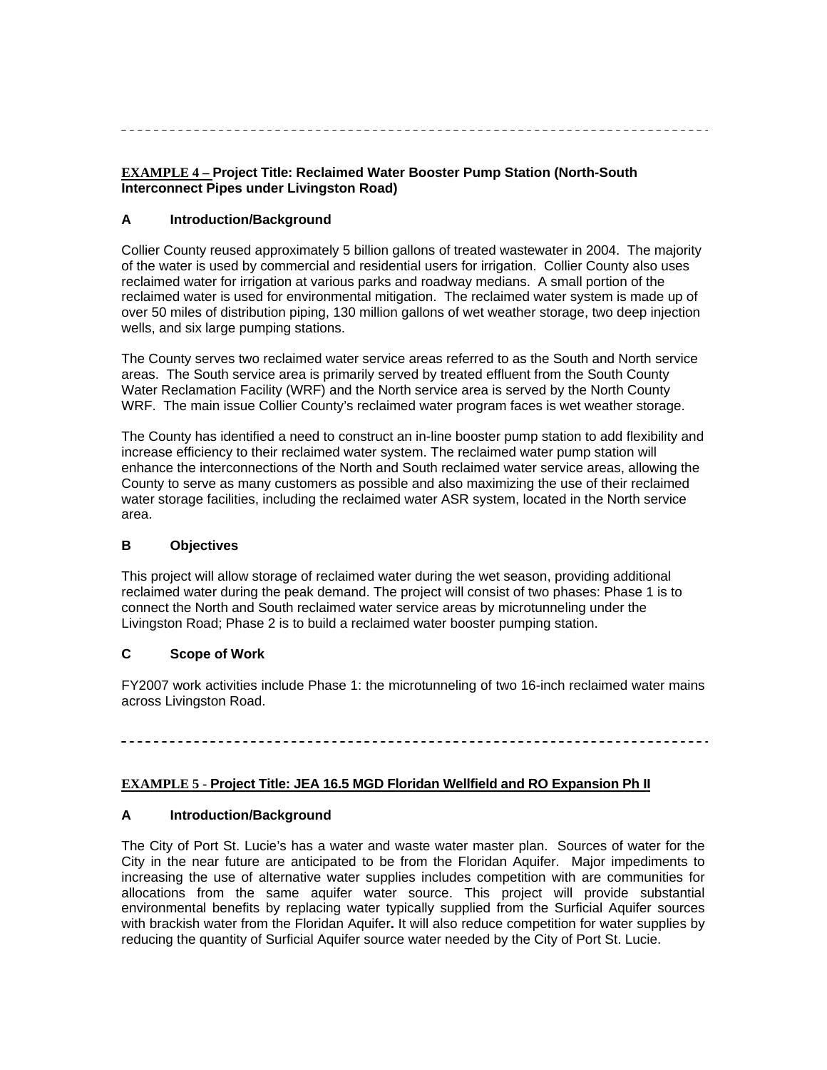---

**EXAMPLE 4 – Project Title: Reclaimed Water Booster Pump Station (North-South Interconnect Pipes under Livingston Road)**

**A Introduction/Background**

Collier County reused approximately 5 billion gallons of treated wastewater in 2004. The majority of the water is used by commercial and residential users for irrigation. Collier County also uses reclaimed water for irrigation at various parks and roadway medians. A small portion of the reclaimed water is used for environmental mitigation. The reclaimed water system is made up of over 50 miles of distribution piping, 130 million gallons of wet weather storage, two deep injection wells, and six large pumping stations.

The County serves two reclaimed water service areas referred to as the South and North service areas. The South service area is primarily served by treated effluent from the South County Water Reclamation Facility (WRF) and the North service area is served by the North County WRF. The main issue Collier County's reclaimed water program faces is wet weather storage.

The County has identified a need to construct an in-line booster pump station to add flexibility and increase efficiency to their reclaimed water system. The reclaimed water pump station will enhance the interconnections of the North and South reclaimed water service areas, allowing the County to serve as many customers as possible and also maximizing the use of their reclaimed water storage facilities, including the reclaimed water ASR system, located in the North service area.

**B Objectives**

This project will allow storage of reclaimed water during the wet season, providing additional reclaimed water during the peak demand. The project will consist of two phases: Phase 1 is to connect the North and South reclaimed water service areas by microtunneling under the Livingston Road; Phase 2 is to build a reclaimed water booster pumping station.

**C Scope of Work**

FY2007 work activities include Phase 1: the microtunneling of two 16-inch reclaimed water mains across Livingston Road.

---

**EXAMPLE 5 - Project Title: JEA 16.5 MGD Floridan Wellfield and RO Expansion Ph II**

**A Introduction/Background**

The City of Port St. Lucie's has a water and waste water master plan. Sources of water for the City in the near future are anticipated to be from the Floridan Aquifer. Major impediments to increasing the use of alternative water supplies includes competition with are communities for allocations from the same aquifer water source. This project will provide substantial environmental benefits by replacing water typically supplied from the Surficial Aquifer sources with brackish water from the Floridan Aquifer**.** It will also reduce competition for water supplies by reducing the quantity of Surficial Aquifer source water needed by the City of Port St. Lucie.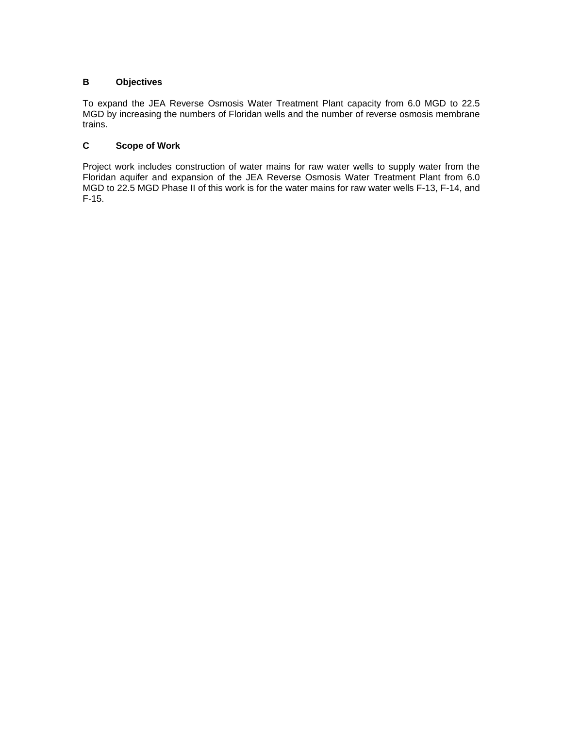## B Objectives

To expand the JEA Reverse Osmosis Water Treatment Plant capacity from 6.0 MGD to 22.5 MGD by increasing the numbers of Floridan wells and the number of reverse osmosis membrane trains.

## C Scope of Work

Project work includes construction of water mains for raw water wells to supply water from the Floridan aquifer and expansion of the JEA Reverse Osmosis Water Treatment Plant from 6.0 MGD to 22.5 MGD Phase II of this work is for the water mains for raw water wells F-13, F-14, and F-15.